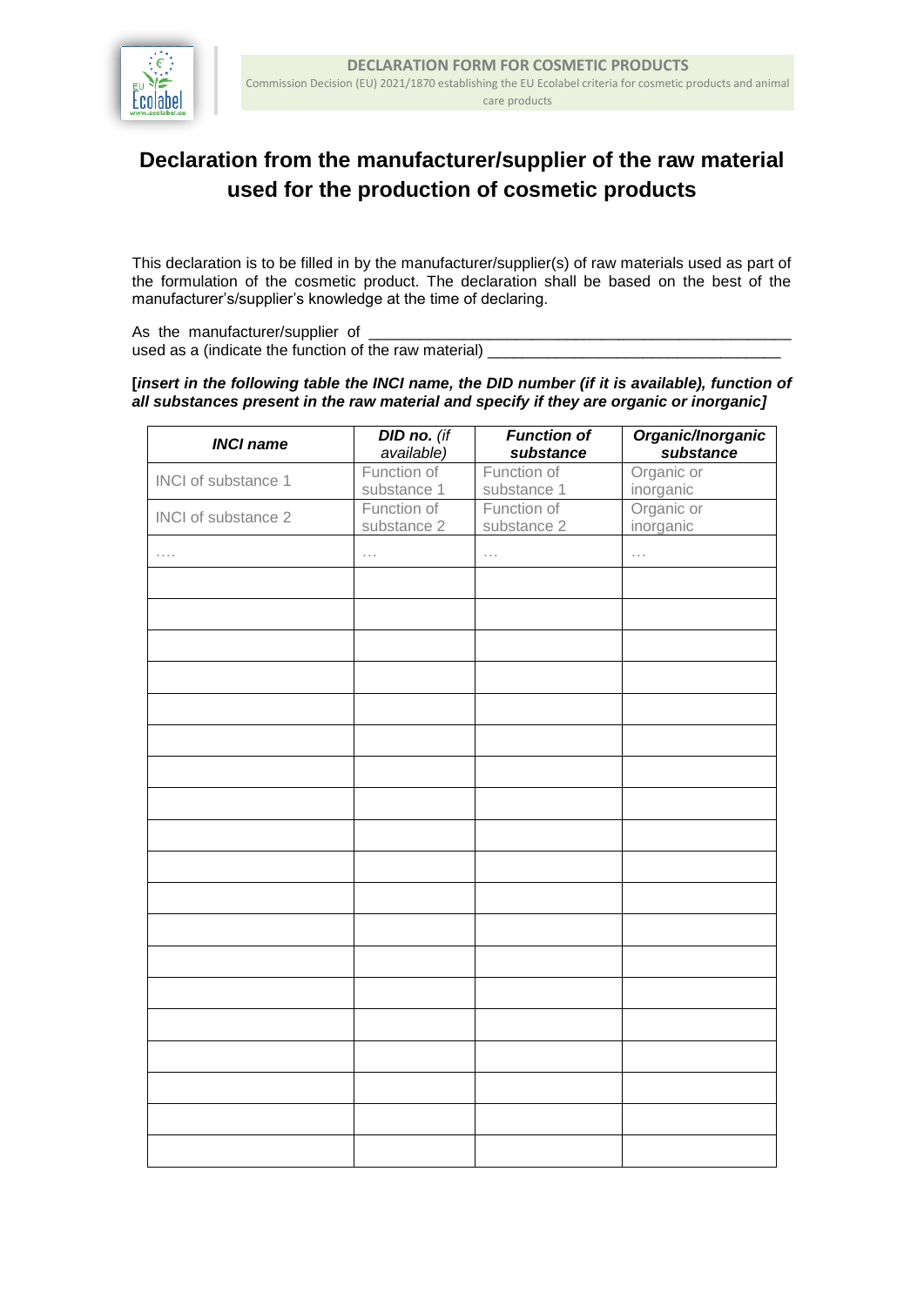DECLARATION FORM FOR COSMETIC PRODUCTS

Commission Decision (EU) 2021/1870 establishing the EU Ecolabel criteria for cosmetic products and animal care products

# Declaration from the manufacturer/supplier of the raw material used for the production of cosmetic products

This declaration is to be filled in by the manufacturer/supplier(s) of raw materials used as part of the formulation of the cosmetic product. The declaration shall be based on the best of the manufacturer's/supplier's knowledge at the time of declaring.

As the manufacturer/supplier of ___________________________________________________
used as a (indicate the function of the raw material) __________________________________

**[*insert in the following table the INCI name, the DID number (if it is available), function of all substances present in the raw material and specify if they are organic or inorganic]***

| ***INCI name*** | ***DID no.*** *(if available)* | ***Function of substance*** | ***Organic/Inorganic substance*** |
|---|---|---|---|
| INCI of substance 1 | Function of substance 1 | Function of substance 1 | Organic or inorganic |
| INCI of substance 2 | Function of substance 2 | Function of substance 2 | Organic or inorganic |
| …. | … | … | … |
| | | | |
| | | | |
| | | | |
| | | | |
| | | | |
| | | | |
| | | | |
| | | | |
| | | | |
| | | | |
| | | | |
| | | | |
| | | | |
| | | | |
| | | | |
| | | | |
| | | | |
| | | | |
| | | | |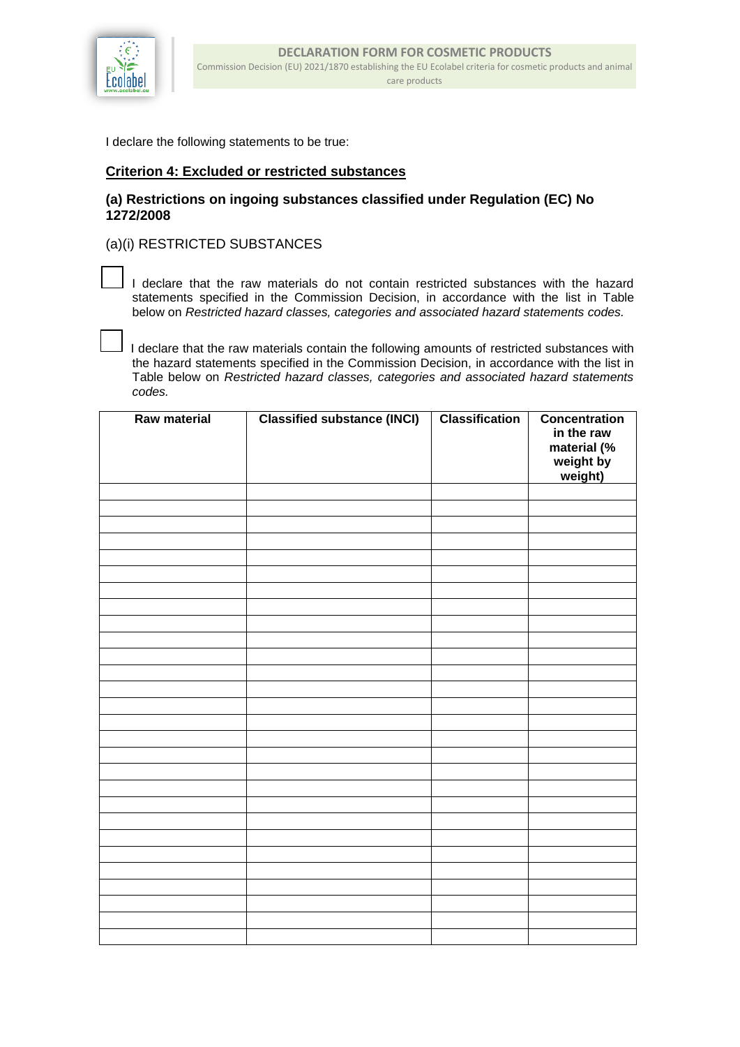I declare the following statements to be true:

## Criterion 4: Excluded or restricted substances

### (a) Restrictions on ingoing substances classified under Regulation (EC) No 1272/2008

(a)(i) RESTRICTED SUBSTANCES

☐ I declare that the raw materials do not contain restricted substances with the hazard statements specified in the Commission Decision, in accordance with the list in Table below on *Restricted hazard classes, categories and associated hazard statements codes.*

☐ I declare that the raw materials contain the following amounts of restricted substances with the hazard statements specified in the Commission Decision, in accordance with the list in Table below on *Restricted hazard classes, categories and associated hazard statements codes.*

| Raw material | Classified substance (INCI) | Classification | Concentration in the raw material (% weight by weight) |
|---|---|---|---|
| | | | |
| | | | |
| | | | |
| | | | |
| | | | |
| | | | |
| | | | |
| | | | |
| | | | |
| | | | |
| | | | |
| | | | |
| | | | |
| | | | |
| | | | |
| | | | |
| | | | |
| | | | |
| | | | |
| | | | |
| | | | |
| | | | |
| | | | |
| | | | |
| | | | |
| | | | |
| | | | |
| | | | |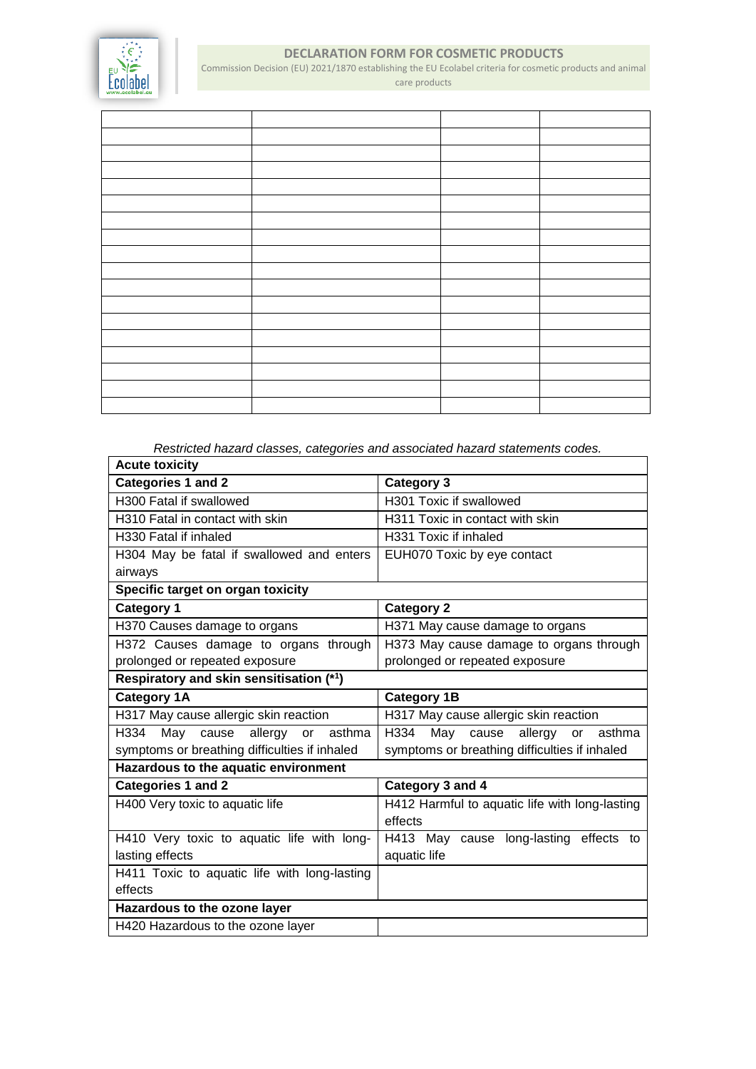|  |  |  |  |
|---|---|---|---|
|  |  |  |  |
|  |  |  |  |
|  |  |  |  |
|  |  |  |  |
|  |  |  |  |
|  |  |  |  |
|  |  |  |  |
|  |  |  |  |
|  |  |  |  |
|  |  |  |  |
|  |  |  |  |
|  |  |  |  |
|  |  |  |  |
|  |  |  |  |
|  |  |  |  |
|  |  |  |  |
|  |  |  |  |

*Restricted hazard classes, categories and associated hazard statements codes.*

| **Acute toxicity** | |
|---|---|
| **Categories 1 and 2** | **Category 3** |
| H300 Fatal if swallowed | H301 Toxic if swallowed |
| H310 Fatal in contact with skin | H311 Toxic in contact with skin |
| H330 Fatal if inhaled | H331 Toxic if inhaled |
| H304 May be fatal if swallowed and enters airways | EUH070 Toxic by eye contact |
| **Specific target on organ toxicity** | |
| **Category 1** | **Category 2** |
| H370 Causes damage to organs | H371 May cause damage to organs |
| H372 Causes damage to organs through prolonged or repeated exposure | H373 May cause damage to organs through prolonged or repeated exposure |
| **Respiratory and skin sensitisation (*[1])** | |
| **Category 1A** | **Category 1B** |
| H317 May cause allergic skin reaction | H317 May cause allergic skin reaction |
| H334 May cause allergy or asthma symptoms or breathing difficulties if inhaled | H334 May cause allergy or asthma symptoms or breathing difficulties if inhaled |
| **Hazardous to the aquatic environment** | |
| **Categories 1 and 2** | **Category 3 and 4** |
| H400 Very toxic to aquatic life | H412 Harmful to aquatic life with long-lasting effects |
| H410 Very toxic to aquatic life with long-lasting effects | H413 May cause long-lasting effects to aquatic life |
| H411 Toxic to aquatic life with long-lasting effects | |
| **Hazardous to the ozone layer** | |
| H420 Hazardous to the ozone layer | |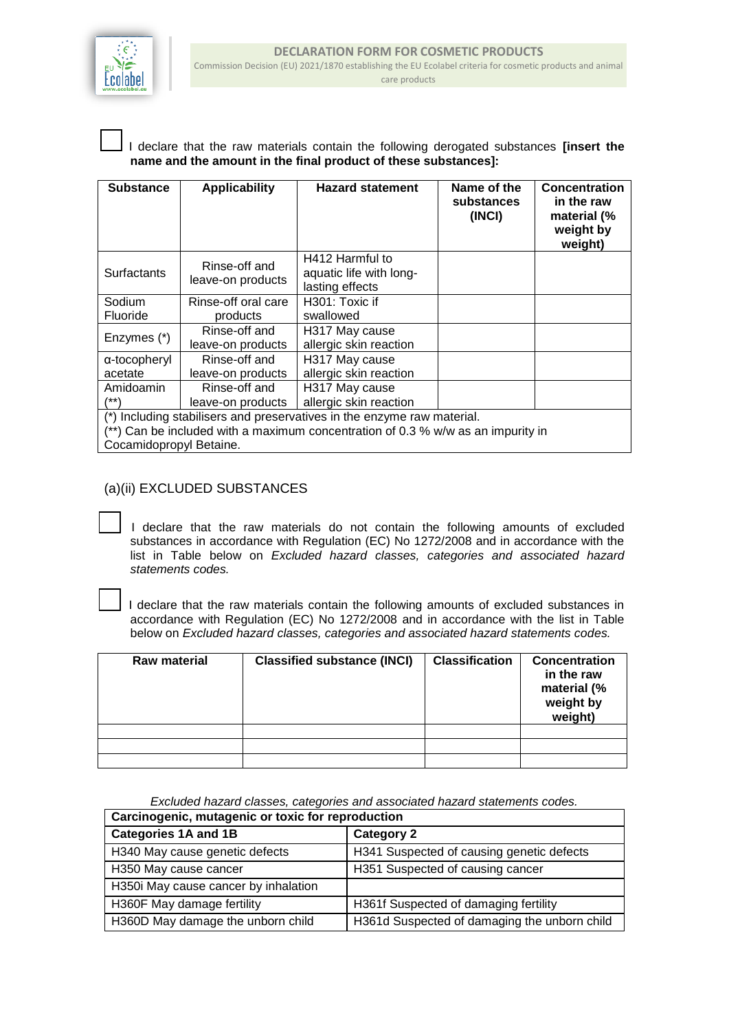☐ I declare that the raw materials contain the following derogated substances **[insert the name and the amount in the final product of these substances]:**

| Substance | Applicability | Hazard statement | Name of the substances (INCI) | Concentration in the raw material (% weight by weight) |
|---|---|---|---|---|
| Surfactants | Rinse-off and leave-on products | H412 Harmful to aquatic life with long-lasting effects | | |
| Sodium Fluoride | Rinse-off oral care products | H301: Toxic if swallowed | | |
| Enzymes (*) | Rinse-off and leave-on products | H317 May cause allergic skin reaction | | |
| α-tocopheryl acetate | Rinse-off and leave-on products | H317 May cause allergic skin reaction | | |
| Amidoamin (**) | Rinse-off and leave-on products | H317 May cause allergic skin reaction | | |

(*) Including stabilisers and preservatives in the enzyme raw material.
(**) Can be included with a maximum concentration of 0.3 % w/w as an impurity in Cocamidopropyl Betaine.

## (a)(ii) EXCLUDED SUBSTANCES

☐ I declare that the raw materials do not contain the following amounts of excluded substances in accordance with Regulation (EC) No 1272/2008 and in accordance with the list in Table below on *Excluded hazard classes, categories and associated hazard statements codes.*

☐ I declare that the raw materials contain the following amounts of excluded substances in accordance with Regulation (EC) No 1272/2008 and in accordance with the list in Table below on *Excluded hazard classes, categories and associated hazard statements codes.*

| Raw material | Classified substance (INCI) | Classification | Concentration in the raw material (% weight by weight) |
|---|---|---|---|
| | | | |
| | | | |
| | | | |

*Excluded hazard classes, categories and associated hazard statements codes.*

| Carcinogenic, mutagenic or toxic for reproduction | |
|---|---|
| **Categories 1A and 1B** | **Category 2** |
| H340 May cause genetic defects | H341 Suspected of causing genetic defects |
| H350 May cause cancer | H351 Suspected of causing cancer |
| H350i May cause cancer by inhalation | |
| H360F May damage fertility | H361f Suspected of damaging fertility |
| H360D May damage the unborn child | H361d Suspected of damaging the unborn child |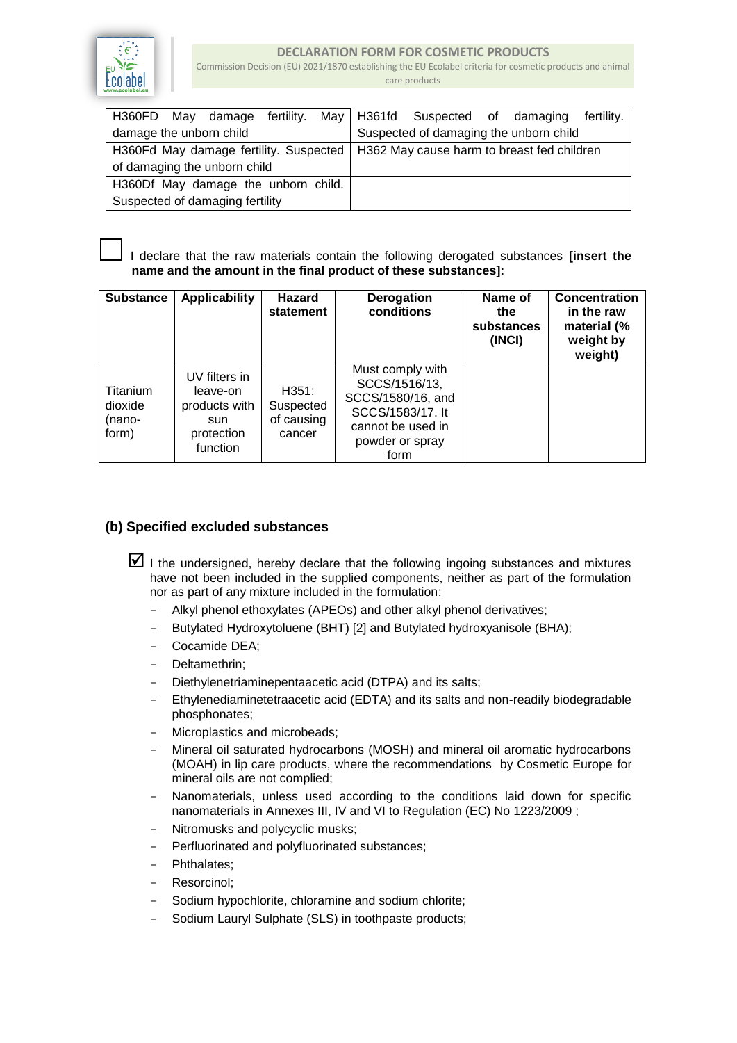| H360FD May damage fertility. May damage the unborn child | H361fd Suspected of damaging fertility. Suspected of damaging the unborn child |
|---|---|
| H360Fd May damage fertility. Suspected of damaging the unborn child | H362 May cause harm to breast fed children |
| H360Df May damage the unborn child. Suspected of damaging fertility | |

☐ I declare that the raw materials contain the following derogated substances **[insert the name and the amount in the final product of these substances]:**

| Substance | Applicability | Hazard statement | Derogation conditions | Name of the substances (INCI) | Concentration in the raw material (% weight by weight) |
|---|---|---|---|---|---|
| Titanium dioxide (nano-form) | UV filters in leave-on products with sun protection function | H351: Suspected of causing cancer | Must comply with SCCS/1516/13, SCCS/1580/16, and SCCS/1583/17. It cannot be used in powder or spray form | | |

## (b) Specified excluded substances

☑ I the undersigned, hereby declare that the following ingoing substances and mixtures have not been included in the supplied components, neither as part of the formulation nor as part of any mixture included in the formulation:

- Alkyl phenol ethoxylates (APEOs) and other alkyl phenol derivatives;
- Butylated Hydroxytoluene (BHT) [2] and Butylated hydroxyanisole (BHA);
- Cocamide DEA;
- Deltamethrin;
- Diethylenetriaminepentaacetic acid (DTPA) and its salts;
- Ethylenediaminetetraacetic acid (EDTA) and its salts and non-readily biodegradable phosphonates;
- Microplastics and microbeads;
- Mineral oil saturated hydrocarbons (MOSH) and mineral oil aromatic hydrocarbons (MOAH) in lip care products, where the recommendations by Cosmetic Europe for mineral oils are not complied;
- Nanomaterials, unless used according to the conditions laid down for specific nanomaterials in Annexes III, IV and VI to Regulation (EC) No 1223/2009 ;
- Nitromusks and polycyclic musks;
- Perfluorinated and polyfluorinated substances;
- Phthalates;
- Resorcinol;
- Sodium hypochlorite, chloramine and sodium chlorite;
- Sodium Lauryl Sulphate (SLS) in toothpaste products;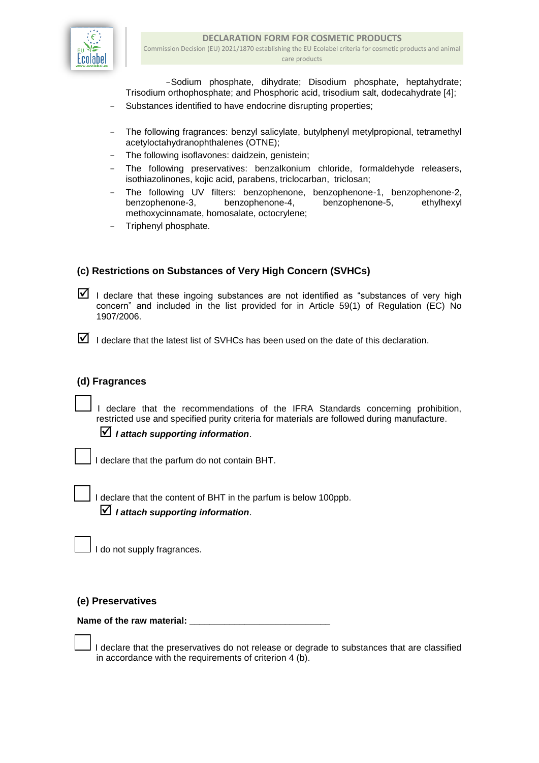- Sodium phosphate, dihydrate; Disodium phosphate, heptahydrate; Trisodium orthophosphate; and Phosphoric acid, trisodium salt, dodecahydrate [4];

- Substances identified to have endocrine disrupting properties;
- The following fragrances: benzyl salicylate, butylphenyl metylpropional, tetramethyl acetyloctahydranophthalenes (OTNE);
- The following isoflavones: daidzein, genistein;
- The following preservatives: benzalkonium chloride, formaldehyde releasers, isothiazolinones, kojic acid, parabens, triclocarban, triclosan;
- The following UV filters: benzophenone, benzophenone-1, benzophenone-2, benzophenone-3, benzophenone-4, benzophenone-5, ethylhexyl methoxycinnamate, homosalate, octocrylene;
- Triphenyl phosphate.

### (c) Restrictions on Substances of Very High Concern (SVHCs)

☑ I declare that these ingoing substances are not identified as "substances of very high concern" and included in the list provided for in Article 59(1) of Regulation (EC) No 1907/2006.

☑ I declare that the latest list of SVHCs has been used on the date of this declaration.

### (d) Fragrances

☐ I declare that the recommendations of the IFRA Standards concerning prohibition, restricted use and specified purity criteria for materials are followed during manufacture.

☑ ***I attach supporting information***.

☐ I declare that the parfum do not contain BHT.

☐ I declare that the content of BHT in the parfum is below 100ppb.

☑ ***I attach supporting information***.

☐ I do not supply fragrances.

### (e) Preservatives

**Name of the raw material:** ____________________________

☐ I declare that the preservatives do not release or degrade to substances that are classified in accordance with the requirements of criterion 4 (b).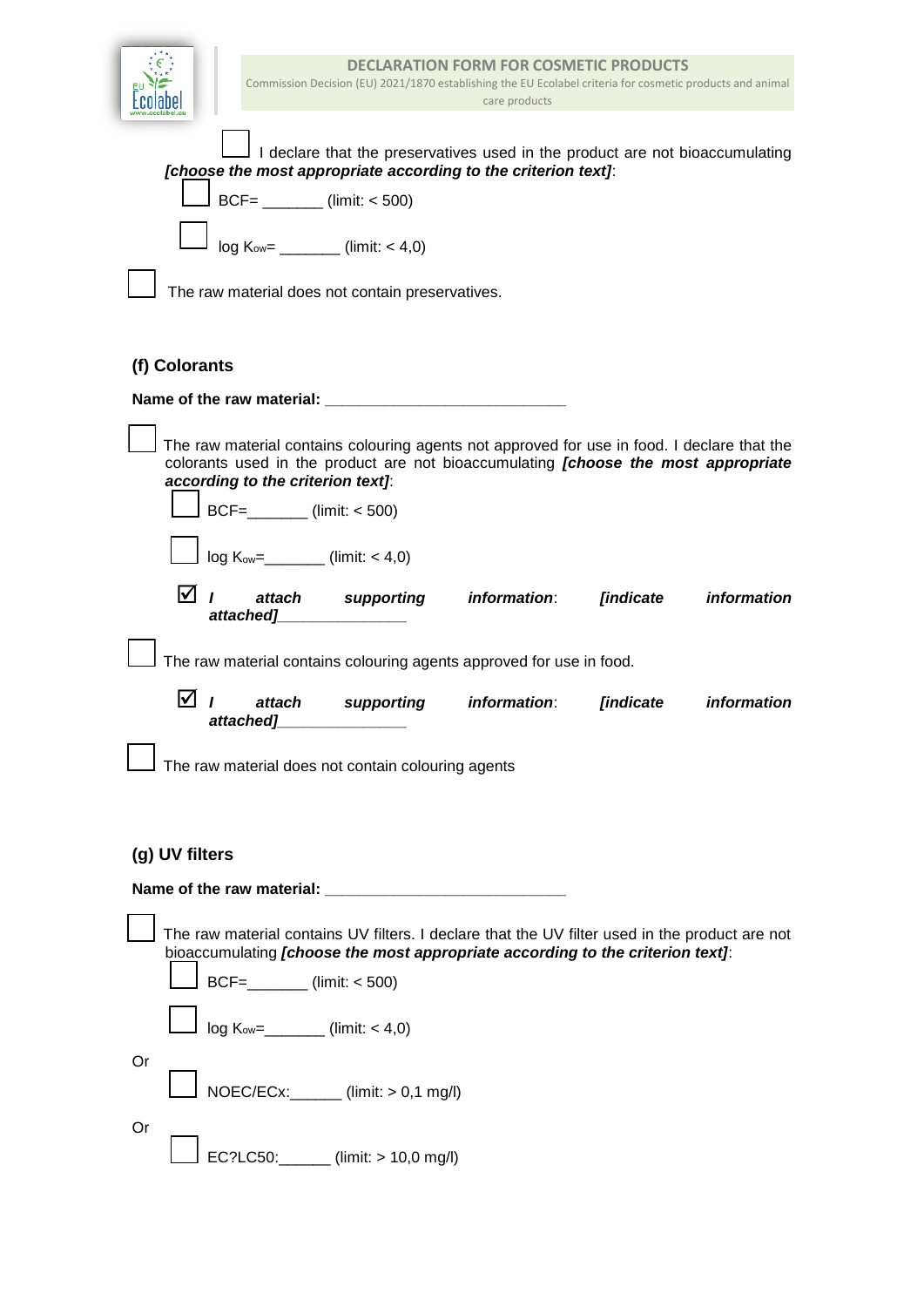☐ I declare that the preservatives used in the product are not bioaccumulating ***[choose the most appropriate according to the criterion text]***:

☐ BCF= _______ (limit: < 500)

☐ log $K_{ow}$= _______ (limit: < 4,0)

☐ The raw material does not contain preservatives.

### (f) Colorants

**Name of the raw material:** ____________________________

☐ The raw material contains colouring agents not approved for use in food. I declare that the colorants used in the product are not bioaccumulating ***[choose the most appropriate according to the criterion text]***:

☐ BCF=_______ (limit: < 500)

☐ log $K_{ow}$=_______ (limit: < 4,0)

☑ ***I attach supporting information**: **[indicate information attached]***_______________

☐ The raw material contains colouring agents approved for use in food.

☑ ***I attach supporting information**: **[indicate information attached]***_______________

☐ The raw material does not contain colouring agents

### (g) UV filters

**Name of the raw material:** ____________________________

☐ The raw material contains UV filters. I declare that the UV filter used in the product are not bioaccumulating ***[choose the most appropriate according to the criterion text]***:

☐ BCF=_______ (limit: < 500)

☐ log $K_{ow}$=_______ (limit: < 4,0)

Or

☐ NOEC/ECx:______ (limit: > 0,1 mg/l)

Or

☐ EC?LC50:______ (limit: > 10,0 mg/l)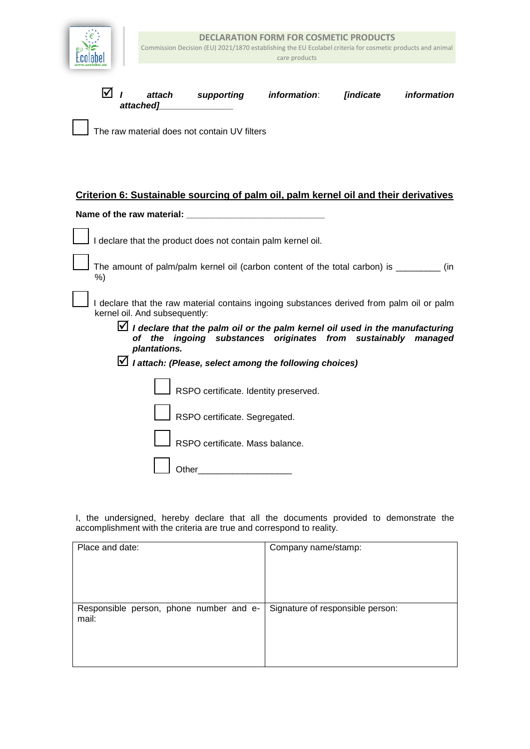☑ ***I attach supporting information**: **[indicate information attached]**_______________*

☐ The raw material does not contain UV filters

## Criterion 6: Sustainable sourcing of palm oil, palm kernel oil and their derivatives

**Name of the raw material: ____________________________**

☐ I declare that the product does not contain palm kernel oil.

☐ The amount of palm/palm kernel oil (carbon content of the total carbon) is _________ (in %)

☐ I declare that the raw material contains ingoing substances derived from palm oil or palm kernel oil. And subsequently:

- ☑ ***I declare that the palm oil or the palm kernel oil used in the manufacturing of the ingoing substances originates from sustainably managed plantations.***
- ☑ ***I attach: (Please, select among the following choices)***
  - ☐ RSPO certificate. Identity preserved.
  - ☐ RSPO certificate. Segregated.
  - ☐ RSPO certificate. Mass balance.
  - ☐ Other___________________

I, the undersigned, hereby declare that all the documents provided to demonstrate the accomplishment with the criteria are true and correspond to reality.

| | |
|---|---|
| Place and date: | Company name/stamp: |
| Responsible person, phone number and e-mail: | Signature of responsible person: |